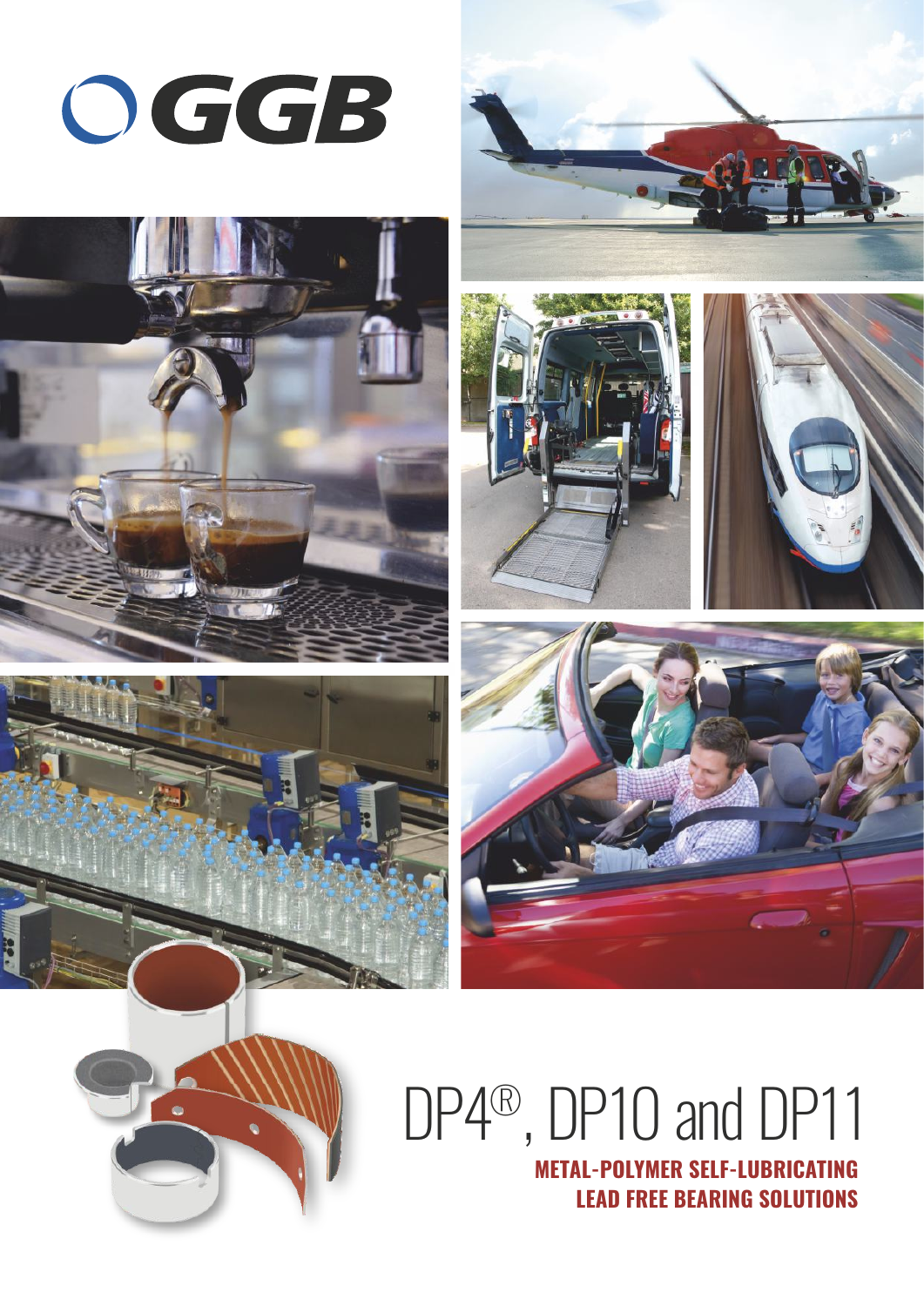GGB

# DP4®, DP10 and DP11

**METAL-POLYMER SELF-LUBRICATING LEAD FREE BEARING SOLUTIONS**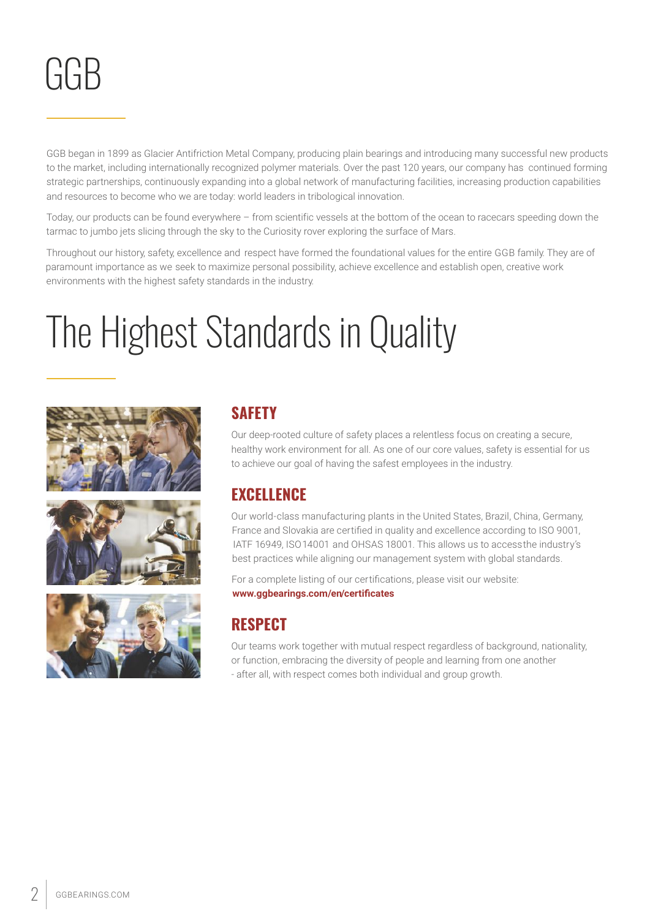# GGB

GGB began in 1899 as Glacier Antifriction Metal Company, producing plain bearings and introducing many successful new products to the market, including internationally recognized polymer materials. Over the past 120 years, our company has continued forming strategic partnerships, continuously expanding into a global network of manufacturing facilities, increasing production capabilities and resources to become who we are today: world leaders in tribological innovation.

Today, our products can be found everywhere – from scientific vessels at the bottom of the ocean to racecars speeding down the tarmac to jumbo jets slicing through the sky to the Curiosity rover exploring the surface of Mars.

Throughout our history, safety, excellence and respect have formed the foundational values for the entire GGB family. They are of paramount importance as we seek to maximize personal possibility, achieve excellence and establish open, creative work environments with the highest safety standards in the industry.

# The Highest Standards in Quality

## SAFETY

Our deep-rooted culture of safety places a relentless focus on creating a secure, healthy work environment for all. As one of our core values, safety is essential for us to achieve our goal of having the safest employees in the industry.

## EXCELLENCE

Our world-class manufacturing plants in the United States, Brazil, China, Germany, France and Slovakia are certified in quality and excellence according to ISO 9001, IATF 16949, ISO14001 and OHSAS 18001. This allows us to access the industry's best practices while aligning our management system with global standards.

For a complete listing of our certifications, please visit our website:
**www.ggbearings.com/en/certificates**

## RESPECT

Our teams work together with mutual respect regardless of background, nationality, or function, embracing the diversity of people and learning from one another - after all, with respect comes both individual and group growth.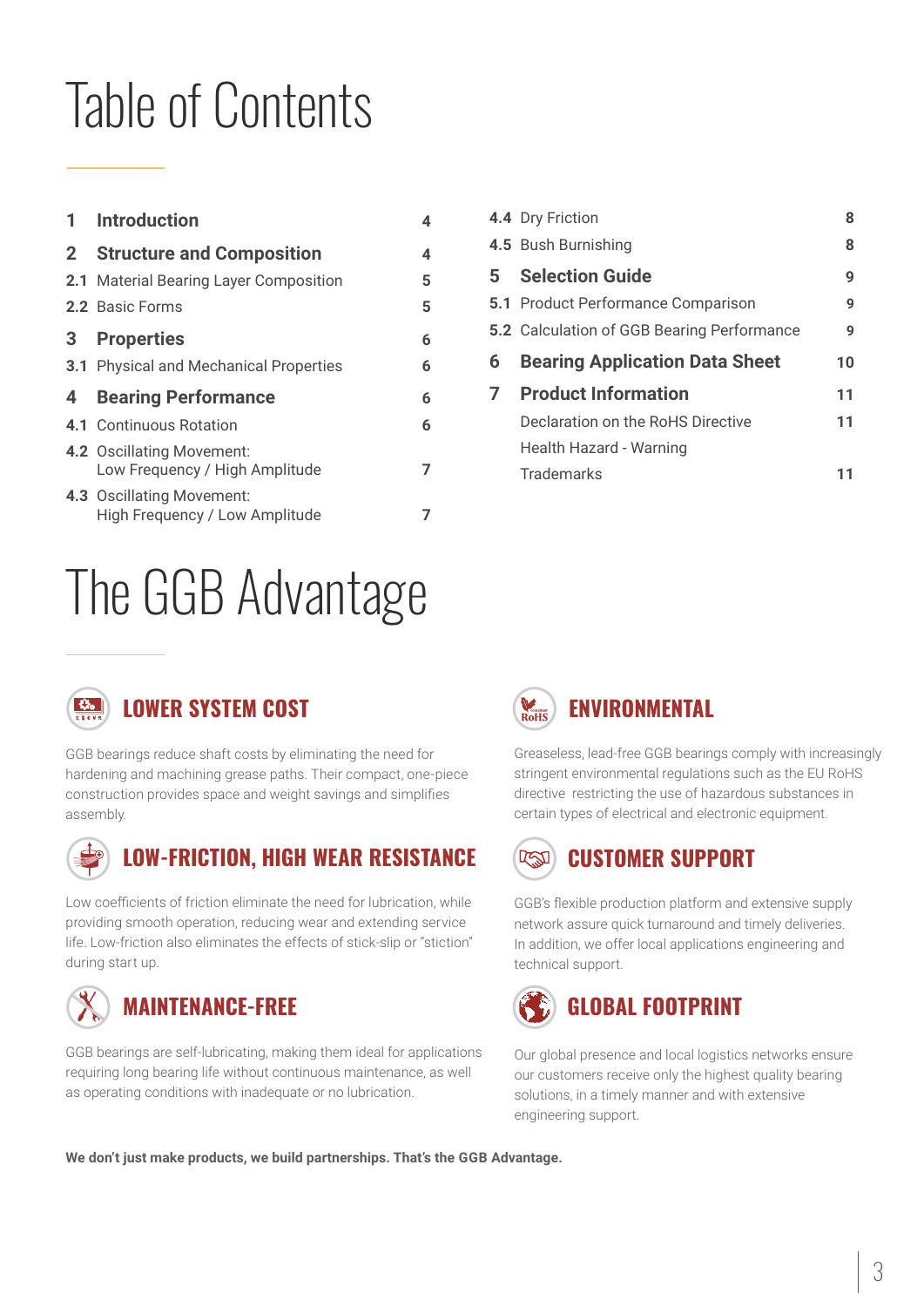# Table of Contents

| | | |
|---|---|---|
| **1** | **Introduction** | **4** |
| **2** | **Structure and Composition** | **4** |
| **2.1** | Material Bearing Layer Composition | **5** |
| **2.2** | Basic Forms | **5** |
| **3** | **Properties** | **6** |
| **3.1** | Physical and Mechanical Properties | **6** |
| **4** | **Bearing Performance** | **6** |
| **4.1** | Continuous Rotation | **6** |
| **4.2** | Oscillating Movement: Low Frequency / High Amplitude | **7** |
| **4.3** | Oscillating Movement: High Frequency / Low Amplitude | **7** |
| **4.4** | Dry Friction | **8** |
| **4.5** | Bush Burnishing | **8** |
| **5** | **Selection Guide** | **9** |
| **5.1** | Product Performance Comparison | **9** |
| **5.2** | Calculation of GGB Bearing Performance | **9** |
| **6** | **Bearing Application Data Sheet** | **10** |
| **7** | **Product Information** | **11** |
| | Declaration on the RoHS Directive | **11** |
| | Health Hazard - Warning | |
| | Trademarks | **11** |

# The GGB Advantage

## LOWER SYSTEM COST

GGB bearings reduce shaft costs by eliminating the need for hardening and machining grease paths. Their compact, one-piece construction provides space and weight savings and simplifies assembly.

## LOW-FRICTION, HIGH WEAR RESISTANCE

Low coefficients of friction eliminate the need for lubrication, while providing smooth operation, reducing wear and extending service life. Low-friction also eliminates the effects of stick-slip or "stiction" during start up.

## MAINTENANCE-FREE

GGB bearings are self-lubricating, making them ideal for applications requiring long bearing life without continuous maintenance, as well as operating conditions with inadequate or no lubrication.

## ENVIRONMENTAL

Greaseless, lead-free GGB bearings comply with increasingly stringent environmental regulations such as the EU RoHS directive restricting the use of hazardous substances in certain types of electrical and electronic equipment.

## CUSTOMER SUPPORT

GGB's flexible production platform and extensive supply network assure quick turnaround and timely deliveries. In addition, we offer local applications engineering and technical support.

## GLOBAL FOOTPRINT

Our global presence and local logistics networks ensure our customers receive only the highest quality bearing solutions, in a timely manner and with extensive engineering support.

**We don't just make products, we build partnerships. That's the GGB Advantage.**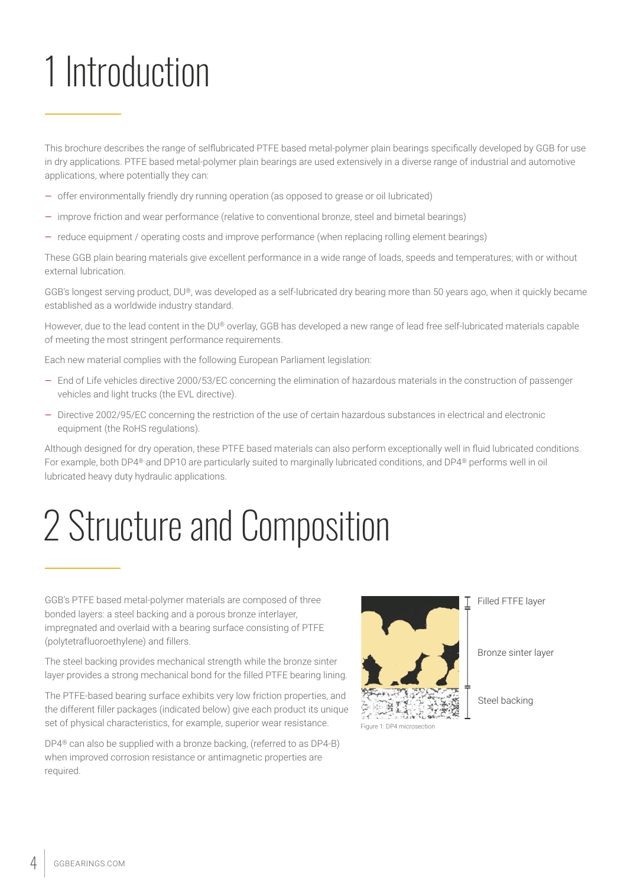# 1 Introduction

This brochure describes the range of selflubricated PTFE based metal-polymer plain bearings specifically developed by GGB for use in dry applications. PTFE based metal-polymer plain bearings are used extensively in a diverse range of industrial and automotive applications, where potentially they can:

- offer environmentally friendly dry running operation (as opposed to grease or oil lubricated)
- improve friction and wear performance (relative to conventional bronze, steel and bimetal bearings)
- reduce equipment / operating costs and improve performance (when replacing rolling element bearings)

These GGB plain bearing materials give excellent performance in a wide range of loads, speeds and temperatures; with or without external lubrication.

GGB's longest serving product, DU®, was developed as a self-lubricated dry bearing more than 50 years ago, when it quickly became established as a worldwide industry standard.

However, due to the lead content in the DU® overlay, GGB has developed a new range of lead free self-lubricated materials capable of meeting the most stringent performance requirements.

Each new material complies with the following European Parliament legislation:

- End of Life vehicles directive 2000/53/EC concerning the elimination of hazardous materials in the construction of passenger vehicles and light trucks (the EVL directive).
- Directive 2002/95/EC concerning the restriction of the use of certain hazardous substances in electrical and electronic equipment (the RoHS regulations).

Although designed for dry operation, these PTFE based materials can also perform exceptionally well in fluid lubricated conditions. For example, both DP4® and DP10 are particularly suited to marginally lubricated conditions, and DP4® performs well in oil lubricated heavy duty hydraulic applications.

# 2 Structure and Composition

GGB's PTFE based metal-polymer materials are composed of three bonded layers: a steel backing and a porous bronze interlayer, impregnated and overlaid with a bearing surface consisting of PTFE (polytetrafluoroethylene) and fillers.

The steel backing provides mechanical strength while the bronze sinter layer provides a strong mechanical bond for the filled PTFE bearing lining.

The PTFE-based bearing surface exhibits very low friction properties, and the different filler packages (indicated below) give each product its unique set of physical characteristics, for example, superior wear resistance.

DP4® can also be supplied with a bronze backing, (referred to as DP4-B) when improved corrosion resistance or antimagnetic properties are required.

Filled FTFE layer

Bronze sinter layer

Steel backing

Figure 1: DP4 microsection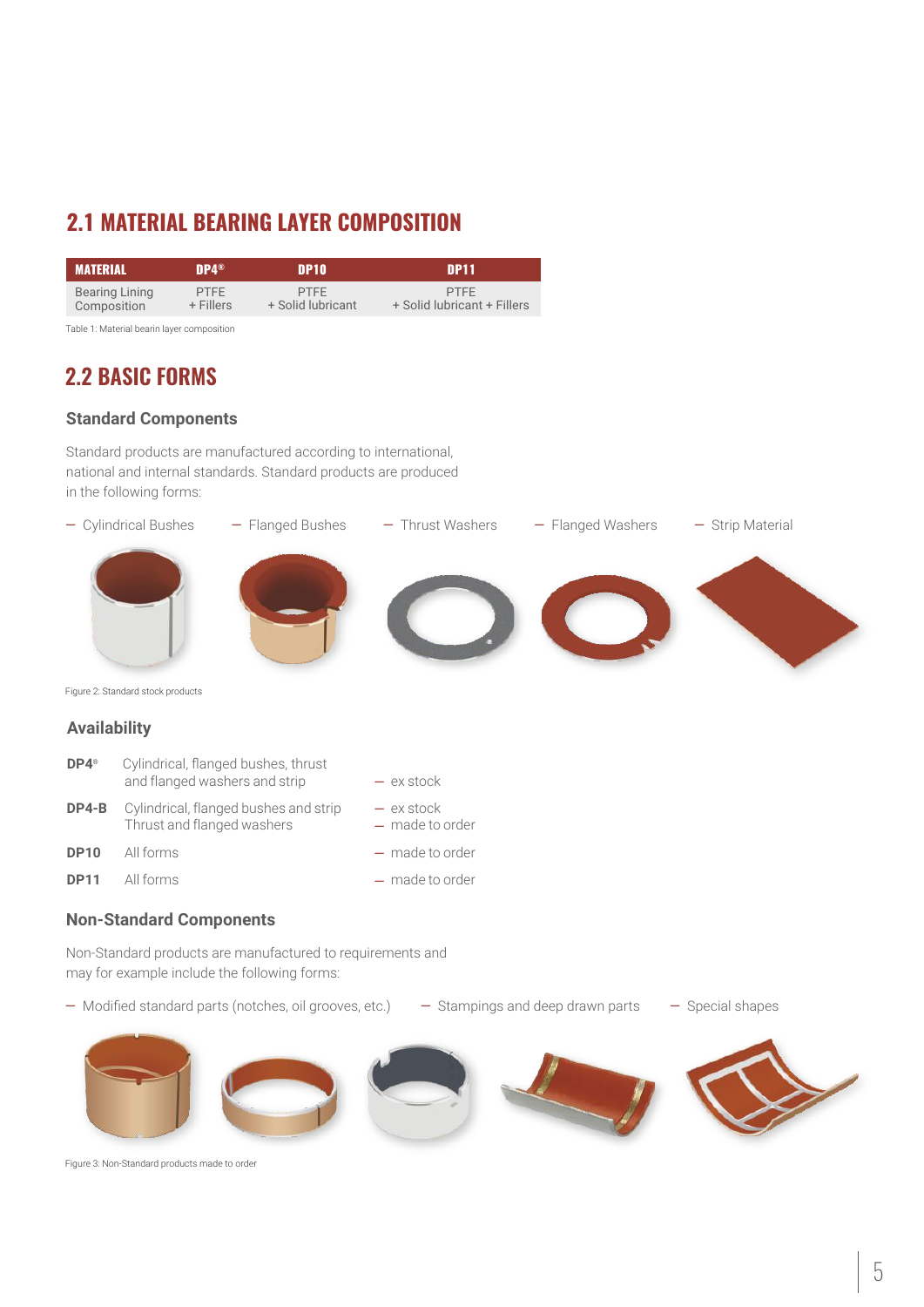## 2.1 MATERIAL BEARING LAYER COMPOSITION

| MATERIAL | DP4® | DP10 | DP11 |
|---|---|---|---|
| Bearing Lining Composition | PTFE + Fillers | PTFE + Solid lubricant | PTFE + Solid lubricant + Fillers |

Table 1: Material bearin layer composition

## 2.2 BASIC FORMS

### Standard Components

Standard products are manufactured according to international, national and internal standards. Standard products are produced in the following forms:

- Cylindrical Bushes
- Flanged Bushes
- Thrust Washers
- Flanged Washers
- Strip Material

Figure 2: Standard stock products

### Availability

| | | |
|---|---|---|
| **DP4®** | Cylindrical, flanged bushes, thrust and flanged washers and strip | – ex stock |
| **DP4-B** | Cylindrical, flanged bushes and strip<br>Thrust and flanged washers | – ex stock<br>– made to order |
| **DP10** | All forms | – made to order |
| **DP11** | All forms | – made to order |

### Non-Standard Components

Non-Standard products are manufactured to requirements and may for example include the following forms:

- Modified standard parts (notches, oil grooves, etc.)
- Stampings and deep drawn parts
- Special shapes

Figure 3: Non-Standard products made to order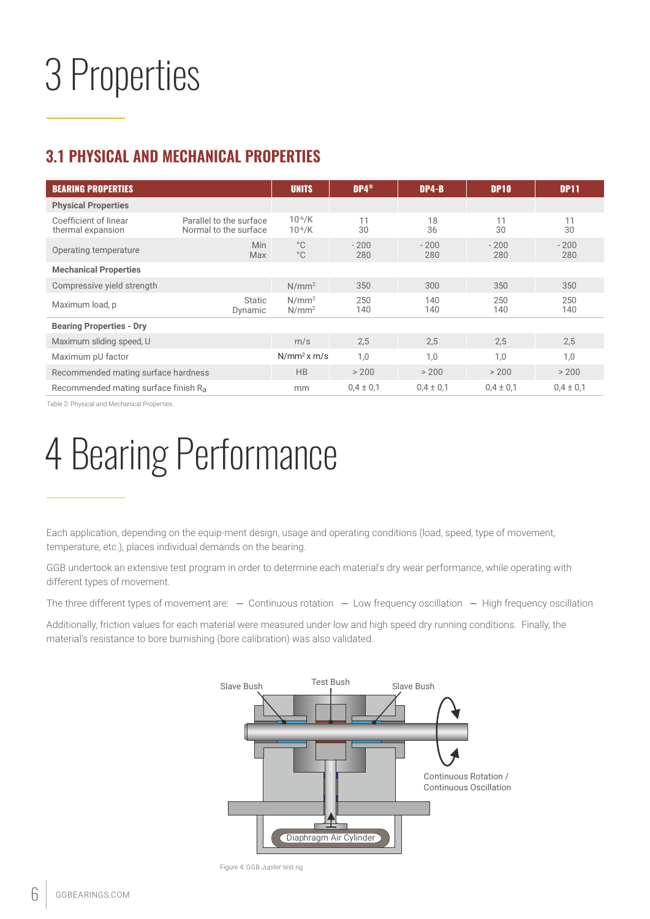# 3 Properties

## 3.1 PHYSICAL AND MECHANICAL PROPERTIES

| BEARING PROPERTIES | | UNITS | DP4® | DP4-B | DP10 | DP11 |
|---|---|---|---|---|---|---|
| **Physical Properties** | | | | | | |
| Coefficient of linear thermal expansion | Parallel to the surface<br>Normal to the surface | $10^{-6}$/K<br>$10^{-6}$/K | 11<br>30 | 18<br>36 | 11<br>30 | 11<br>30 |
| Operating temperature | Min<br>Max | °C<br>°C | - 200<br>280 | - 200<br>280 | - 200<br>280 | - 200<br>280 |
| **Mechanical Properties** | | | | | | |
| Compressive yield strength | | N/mm² | 350 | 300 | 350 | 350 |
| Maximum load, p | Static<br>Dynamic | N/mm²<br>N/mm² | 250<br>140 | 140<br>140 | 250<br>140 | 250<br>140 |
| **Bearing Properties - Dry** | | | | | | |
| Maximum sliding speed, U | | m/s | 2,5 | 2,5 | 2,5 | 2,5 |
| Maximum pU factor | | N/mm² x m/s | 1,0 | 1,0 | 1,0 | 1,0 |
| Recommended mating surface hardness | | HB | > 200 | > 200 | > 200 | > 200 |
| Recommended mating surface finish $R_a$ | | mm | 0,4 ± 0,1 | 0,4 ± 0,1 | 0,4 ± 0,1 | 0,4 ± 0,1 |

Table 2: Physical and Mechanical Properties

# 4 Bearing Performance

Each application, depending on the equip-ment design, usage and operating conditions (load, speed, type of movement, temperature, etc.), places individual demands on the bearing.

GGB undertook an extensive test program in order to determine each material's dry wear performance, while operating with different types of movement.

The three different types of movement are: — Continuous rotation — Low frequency oscillation — High frequency oscillation

Additionally, friction values for each material were measured under low and high speed dry running conditions. Finally, the material's resistance to bore burnishing (bore calibration) was also validated.

Figure 4: GGB Jupiter test rig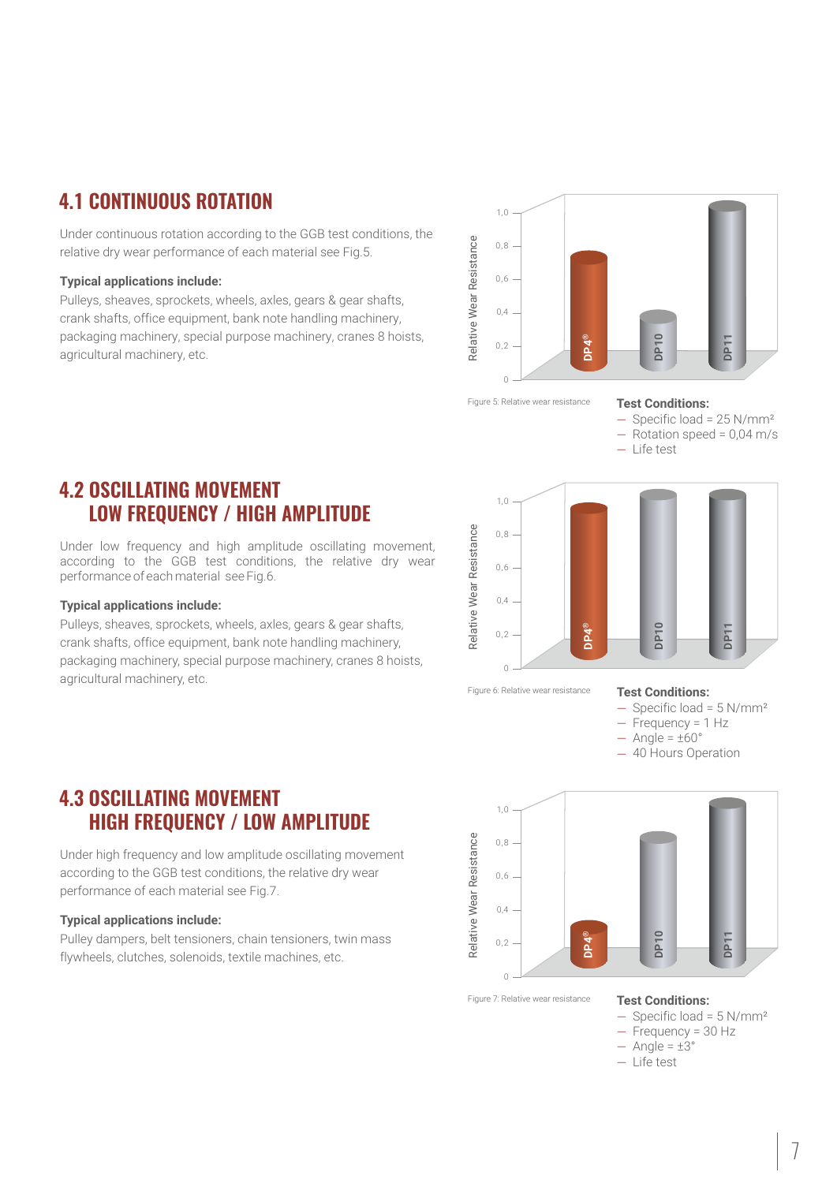## 4.1 CONTINUOUS ROTATION

Under continuous rotation according to the GGB test conditions, the relative dry wear performance of each material see Fig.5.

**Typical applications include:**
Pulleys, sheaves, sprockets, wheels, axles, gears & gear shafts, crank shafts, office equipment, bank note handling machinery, packaging machinery, special purpose machinery, cranes 8 hoists, agricultural machinery, etc.

Figure 5: Relative wear resistance

**Test Conditions:**

- Specific load = 25 N/mm²
- Rotation speed = 0,04 m/s
- Life test

## 4.2 OSCILLATING MOVEMENT LOW FREQUENCY / HIGH AMPLITUDE

Under low frequency and high amplitude oscillating movement, according to the GGB test conditions, the relative dry wear performance of each material see Fig.6.

**Typical applications include:**
Pulleys, sheaves, sprockets, wheels, axles, gears & gear shafts, crank shafts, office equipment, bank note handling machinery, packaging machinery, special purpose machinery, cranes 8 hoists, agricultural machinery, etc.

Figure 6: Relative wear resistance

**Test Conditions:**

- Specific load = 5 N/mm²
- Frequency = 1 Hz
- Angle = ±60°
- 40 Hours Operation

## 4.3 OSCILLATING MOVEMENT HIGH FREQUENCY / LOW AMPLITUDE

Under high frequency and low amplitude oscillating movement according to the GGB test conditions, the relative dry wear performance of each material see Fig.7.

**Typical applications include:**
Pulley dampers, belt tensioners, chain tensioners, twin mass flywheels, clutches, solenoids, textile machines, etc.

Figure 7: Relative wear resistance

**Test Conditions:**

- Specific load = 5 N/mm²
- Frequency = 30 Hz
- Angle = ±3°
- Life test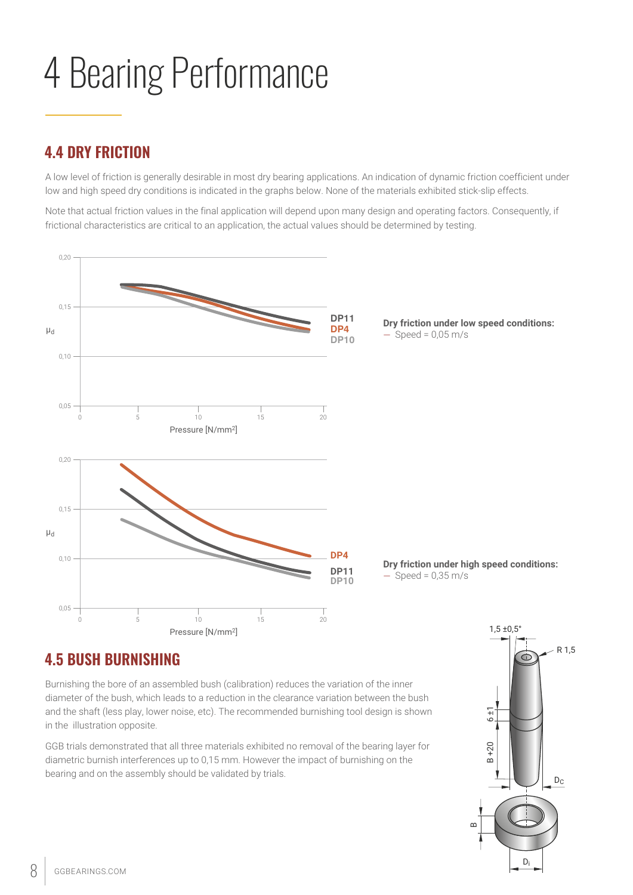# 4 Bearing Performance

## 4.4 DRY FRICTION

A low level of friction is generally desirable in most dry bearing applications. An indication of dynamic friction coefficient under low and high speed dry conditions is indicated in the graphs below. None of the materials exhibited stick-slip effects.

Note that actual friction values in the final application will depend upon many design and operating factors. Consequently, if frictional characteristics are critical to an application, the actual values should be determined by testing.

**Dry friction under low speed conditions:**
— Speed = 0,05 m/s

**Dry friction under high speed conditions:**
— Speed = 0,35 m/s

## 4.5 BUSH BURNISHING

Burnishing the bore of an assembled bush (calibration) reduces the variation of the inner diameter of the bush, which leads to a reduction in the clearance variation between the bush and the shaft (less play, lower noise, etc). The recommended burnishing tool design is shown in the illustration opposite.

GGB trials demonstrated that all three materials exhibited no removal of the bearing layer for diametric burnish interferences up to 0,15 mm. However the impact of burnishing on the bearing and on the assembly should be validated by trials.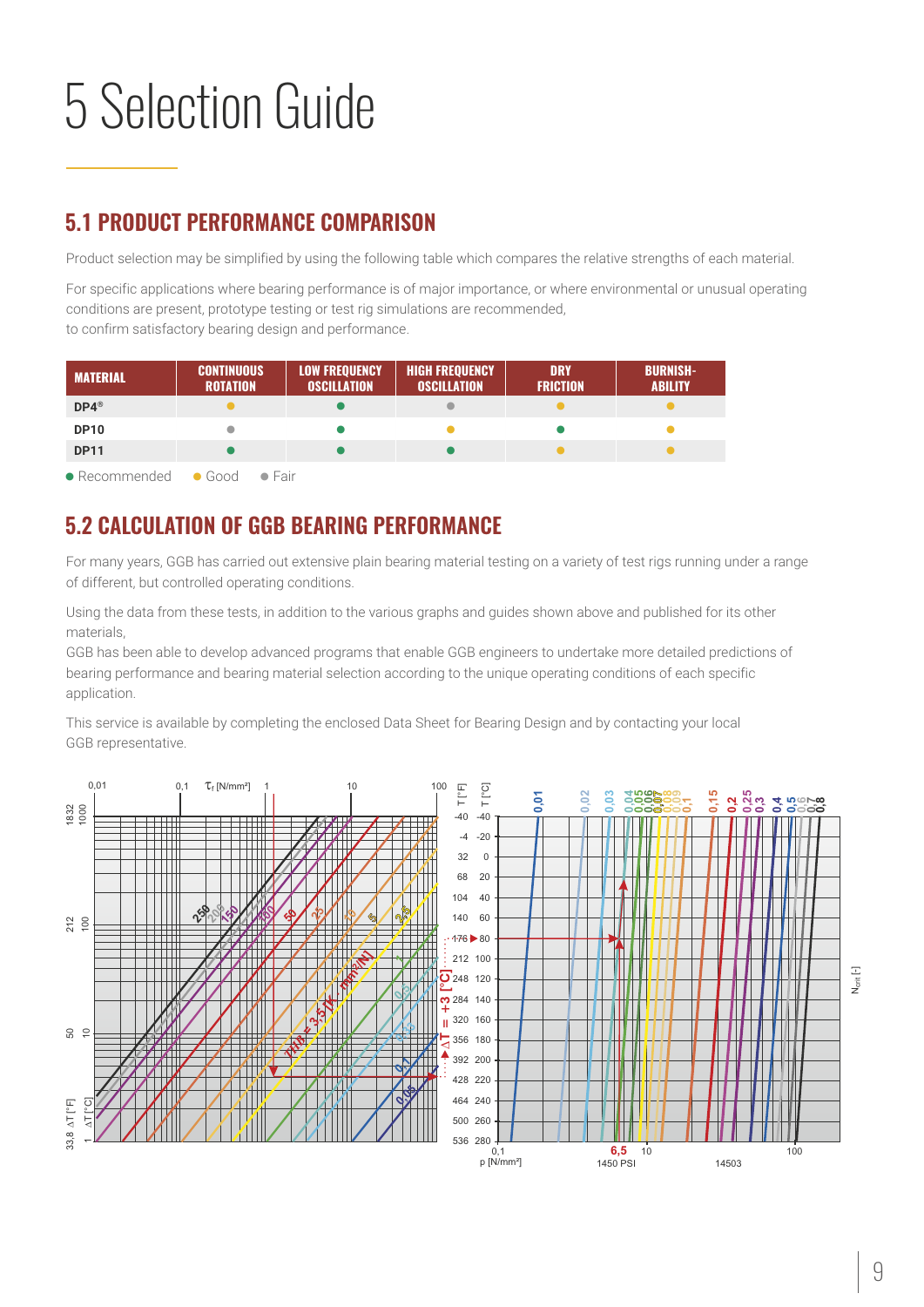# 5 Selection Guide

## 5.1 PRODUCT PERFORMANCE COMPARISON

Product selection may be simplified by using the following table which compares the relative strengths of each material.

For specific applications where bearing performance is of major importance, or where environmental or unusual operating conditions are present, prototype testing or test rig simulations are recommended, to confirm satisfactory bearing design and performance.

| MATERIAL | CONTINUOUS ROTATION | LOW FREQUENCY OSCILLATION | HIGH FREQUENCY OSCILLATION | DRY FRICTION | BURNISH-ABILITY |
|---|---|---|---|---|---|
| DP4® | ● Good | ● Recommended | ● Fair | ● Good | ● Good |
| DP10 | ● Fair | ● Recommended | ● Good | ● Recommended | ● Good |
| DP11 | ● Recommended | ● Recommended | ● Recommended | ● Good | ● Good |

● Recommended ● Good ● Fair

## 5.2 CALCULATION OF GGB BEARING PERFORMANCE

For many years, GGB has carried out extensive plain bearing material testing on a variety of test rigs running under a range of different, but controlled operating conditions.

Using the data from these tests, in addition to the various graphs and guides shown above and published for its other materials,
GGB has been able to develop advanced programs that enable GGB engineers to undertake more detailed predictions of bearing performance and bearing material selection according to the unique operating conditions of each specific application.

This service is available by completing the enclosed Data Sheet for Bearing Design and by contacting your local GGB representative.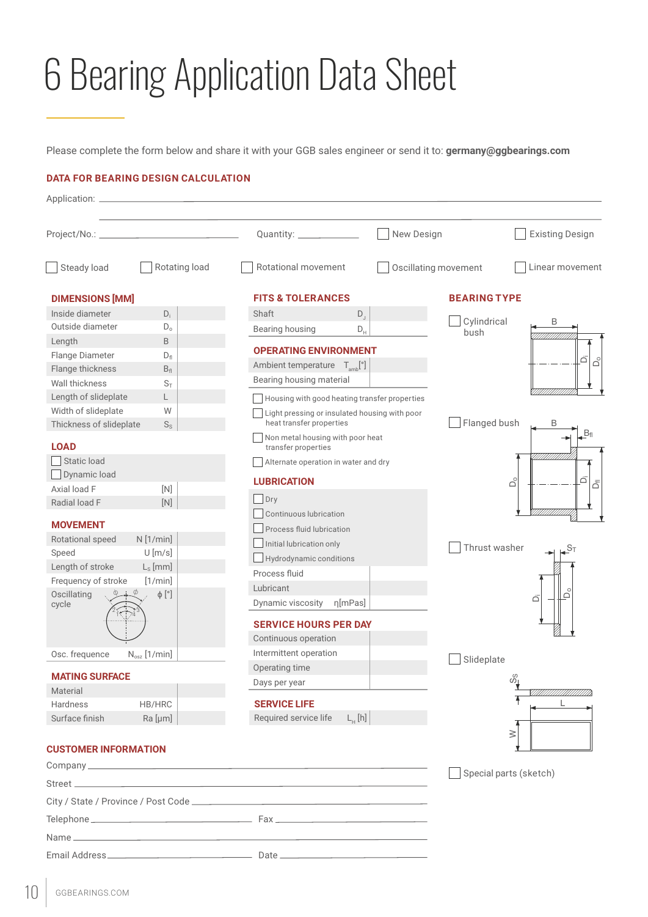# 6 Bearing Application Data Sheet

Please complete the form below and share it with your GGB sales engineer or send it to: **germany@ggbearings.com**

## DATA FOR BEARING DESIGN CALCULATION

Application: ______________________________________________

______________________________________________

Project/No.: ____________________ Quantity: __________ ☐ New Design ☐ Existing Design

☐ Steady load ☐ Rotating load ☐ Rotational movement ☐ Oscillating movement ☐ Linear movement

### DIMENSIONS [MM]

| | | |
|---|---|---|
| Inside diameter | $D_i$ | |
| Outside diameter | $D_o$ | |
| Length | B | |
| Flange Diameter | $D_{fl}$ | |
| Flange thickness | $B_{fl}$ | |
| Wall thickness | $S_T$ | |
| Length of slideplate | L | |
| Width of slideplate | W | |
| Thickness of slideplate | $S_S$ | |

### LOAD

☐ Static load

☐ Dynamic load

| | | |
|---|---|---|
| Axial load F | [N] | |
| Radial load F | [N] | |

### MOVEMENT

| | | |
|---|---|---|
| Rotational speed | N [1/min] | |
| Speed | U [m/s] | |
| Length of stroke | $L_S$ [mm] | |
| Frequency of stroke | [1/min] | |
| Oscillating cycle | $\phi$ [°] | |
| Osc. frequence | $N_{osz}$ [1/min] | |

### MATING SURFACE

| | | |
|---|---|---|
| Material | | |
| Hardness | HB/HRC | |
| Surface finish | Ra [µm] | |

### FITS & TOLERANCES

| | | |
|---|---|---|
| Shaft | $D_J$ | |
| Bearing housing | $D_H$ | |

### OPERATING ENVIRONMENT

| | | |
|---|---|---|
| Ambient temperature | $T_{amb}$ [°] | |
| Bearing housing material | | |

☐ Housing with good heating transfer properties

☐ Light pressing or insulated housing with poor heat transfer properties

☐ Non metal housing with poor heat transfer properties

☐ Alternate operation in water and dry

### LUBRICATION

☐ Dry

☐ Continuous lubrication

☐ Process fluid lubrication

☐ Initial lubrication only

☐ Hydrodynamic conditions

| | | |
|---|---|---|
| Process fluid | | |
| Lubricant | | |
| Dynamic viscosity | η[mPas] | |

### SERVICE HOURS PER DAY

| | |
|---|---|
| Continuous operation | |
| Intermittent operation | |
| Operating time | |
| Days per year | |

### SERVICE LIFE

| | | |
|---|---|---|
| Required service life | $L_H$ [h] | |

### BEARING TYPE

☐ Cylindrical bush (B, $D_i$, $D_o$)

☐ Flanged bush (B, $B_{fl}$, $D_o$, $D_i$, $D_{fl}$)

☐ Thrust washer ($S_T$, $D_i$, $D_o$)

☐ Slideplate ($S_S$, L, W)

☐ Special parts (sketch)

## CUSTOMER INFORMATION

Company ______________________________________________

Street ______________________________________________

City / State / Province / Post Code ______________________________

Telephone ____________________ Fax ____________________

Name ______________________________________________

Email Address ____________________ Date ____________________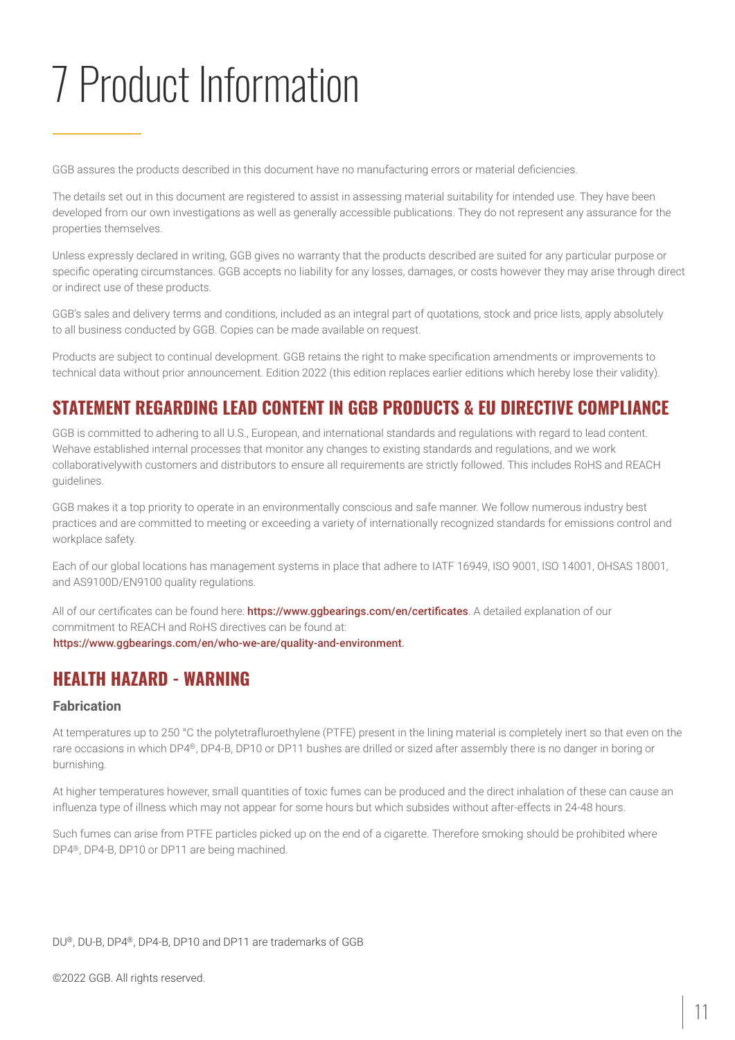# 7 Product Information

GGB assures the products described in this document have no manufacturing errors or material deficiencies.

The details set out in this document are registered to assist in assessing material suitability for intended use. They have been developed from our own investigations as well as generally accessible publications. They do not represent any assurance for the properties themselves.

Unless expressly declared in writing, GGB gives no warranty that the products described are suited for any particular purpose or specific operating circumstances. GGB accepts no liability for any losses, damages, or costs however they may arise through direct or indirect use of these products.

GGB's sales and delivery terms and conditions, included as an integral part of quotations, stock and price lists, apply absolutely to all business conducted by GGB. Copies can be made available on request.

Products are subject to continual development. GGB retains the right to make specification amendments or improvements to technical data without prior announcement. Edition 2022 (this edition replaces earlier editions which hereby lose their validity).

## STATEMENT REGARDING LEAD CONTENT IN GGB PRODUCTS & EU DIRECTIVE COMPLIANCE

GGB is committed to adhering to all U.S., European, and international standards and regulations with regard to lead content. Wehave established internal processes that monitor any changes to existing standards and regulations, and we work collaborativelywith customers and distributors to ensure all requirements are strictly followed. This includes RoHS and REACH guidelines.

GGB makes it a top priority to operate in an environmentally conscious and safe manner. We follow numerous industry best practices and are committed to meeting or exceeding a variety of internationally recognized standards for emissions control and workplace safety.

Each of our global locations has management systems in place that adhere to IATF 16949, ISO 9001, ISO 14001, OHSAS 18001, and AS9100D/EN9100 quality regulations.

All of our certificates can be found here: **https://www.ggbearings.com/en/certificates**. A detailed explanation of our commitment to REACH and RoHS directives can be found at: https://www.ggbearings.com/en/who-we-are/quality-and-environment.

## HEALTH HAZARD - WARNING

### Fabrication

At temperatures up to 250 °C the polytetrafluroethylene (PTFE) present in the lining material is completely inert so that even on the rare occasions in which DP4®, DP4-B, DP10 or DP11 bushes are drilled or sized after assembly there is no danger in boring or burnishing.

At higher temperatures however, small quantities of toxic fumes can be produced and the direct inhalation of these can cause an influenza type of illness which may not appear for some hours but which subsides without after-effects in 24-48 hours.

Such fumes can arise from PTFE particles picked up on the end of a cigarette. Therefore smoking should be prohibited where DP4®, DP4-B, DP10 or DP11 are being machined.

DU®, DU-B, DP4®, DP4-B, DP10 and DP11 are trademarks of GGB

©2022 GGB. All rights reserved.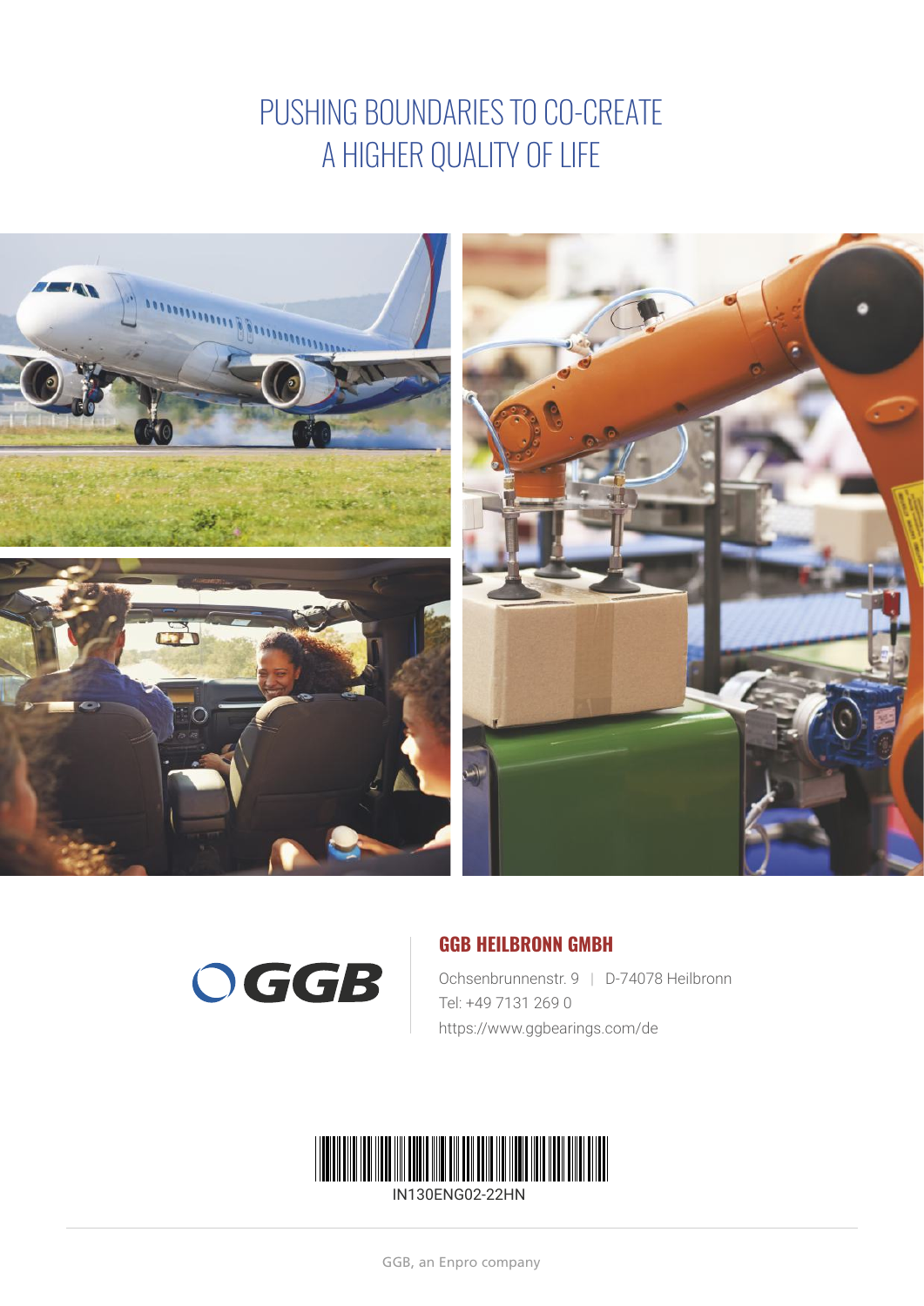# PUSHING BOUNDARIES TO CO-CREATE A HIGHER QUALITY OF LIFE

GGB

**GGB HEILBRONN GMBH**

Ochsenbrunnenstr. 9 | D-74078 Heilbronn
Tel: +49 7131 269 0
https://www.ggbearings.com/de

IN130ENG02-22HN

GGB, an Enpro company